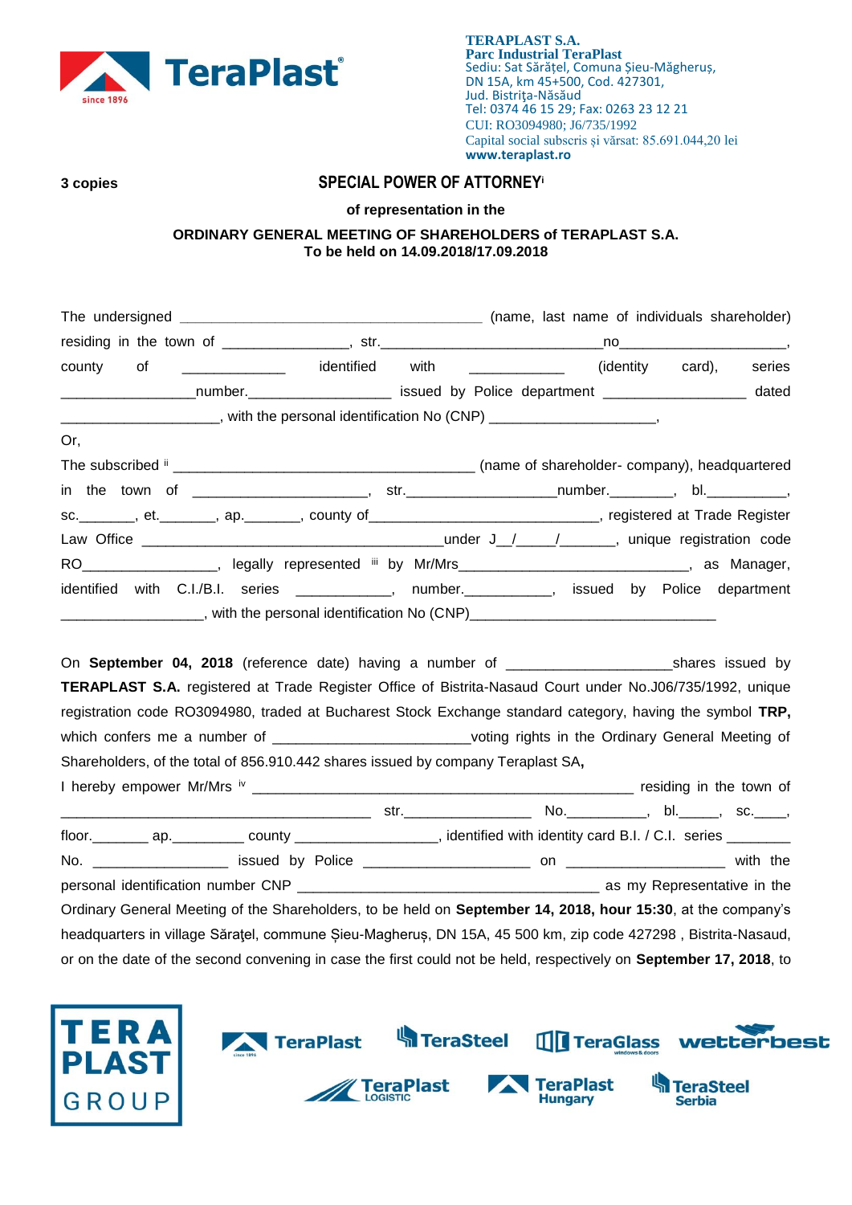**TERAPLAST S.A.**
**Parc Industrial TeraPlast**
Sediu: Sat Sărățel, Comuna Șieu-Măgheruș,
DN 15A, km 45+500, Cod. 427301,
Jud. Bistrița-Năsăud
Tel: 0374 46 15 29; Fax: 0263 23 12 21
CUI: RO3094980; J6/735/1992
Capital social subscris și vărsat: 85.691.044,20 lei
**www.teraplast.ro**

**3 copies**

# SPECIAL POWER OF ATTORNEY[i]

**of representation in the**

**ORDINARY GENERAL MEETING OF SHAREHOLDERS of TERAPLAST S.A.**
**To be held on 14.09.2018/17.09.2018**

The undersigned ______________________________________ (name, last name of individuals shareholder) residing in the town of _______________, str.____________________________no_____________________, county of _____________ identified with ____________ (identity card), series _________________number._________________ issued by Police department __________________ dated ____________________, with the personal identification No (CNP) _____________________,

Or,

The subscribed [ii] ______________________________________ (name of shareholder- company), headquartered in the town of ______________________, str.__________________number.________, bl.__________, sc._______, et._______, ap._______, county of____________________________, registered at Trade Register Law Office ______________________________________under J__/_____/_______, unique registration code RO________________, legally represented [iii] by Mr/Mrs______________________________, as Manager, identified with C.I./B.I. series ____________, number.___________, issued by Police department __________________, with the personal identification No (CNP)_______________________________

On **September 04, 2018** (reference date) having a number of ____________________shares issued by **TERAPLAST S.A.** registered at Trade Register Office of Bistrita-Nasaud Court under No.J06/735/1992, unique registration code RO3094980, traded at Bucharest Stock Exchange standard category, having the symbol **TRP,** which confers me a number of ________________________voting rights in the Ordinary General Meeting of Shareholders, of the total of 856.910.442 shares issued by company Teraplast SA**,**

I hereby empower Mr/Mrs [iv] ___________________________________________________ residing in the town of ______________________________________ str._________________ No.__________, bl._____, sc.____, floor._______ ap._________ county __________________, identified with identity card B.I. / C.I. series ________ No. _________________ issued by Police _____________________ on ____________________ with the personal identification number CNP _______________________________________ as my Representative in the Ordinary General Meeting of the Shareholders, to be held on **September 14, 2018, hour 15:30**, at the company's headquarters in village Săraţel, commune Șieu-Magheruș, DN 15A, 45 500 km, zip code 427298 , Bistrita-Nasaud, or on the date of the second convening in case the first could not be held, respectively on **September 17, 2018**, to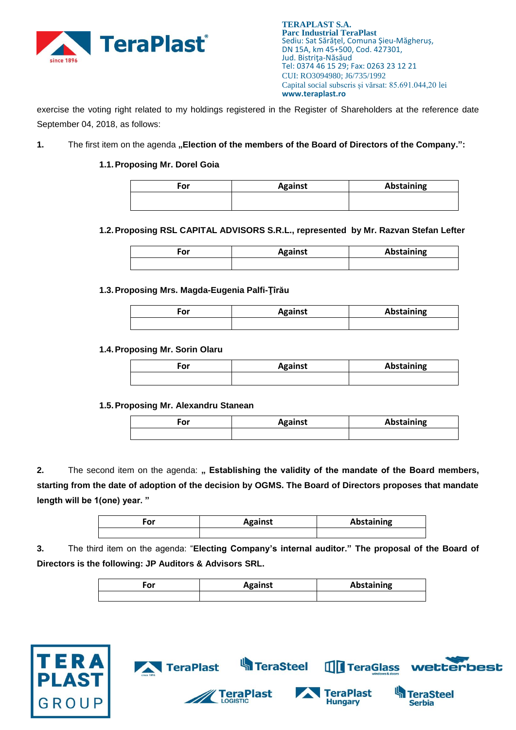exercise the voting right related to my holdings registered in the Register of Shareholders at the reference date September 04, 2018, as follows:

**1.** The first item on the agenda **„Election of the members of the Board of Directors of the Company.":**

**1.1. Proposing Mr. Dorel Goia**

| For | Against | Abstaining |
|---|---|---|
| | | |

**1.2. Proposing RSL CAPITAL ADVISORS S.R.L., represented by Mr. Razvan Stefan Lefter**

| For | Against | Abstaining |
|---|---|---|
| | | |

**1.3. Proposing Mrs. Magda-Eugenia Palfi-Ţîrău**

| For | Against | Abstaining |
|---|---|---|
| | | |

**1.4. Proposing Mr. Sorin Olaru**

| For | Against | Abstaining |
|---|---|---|
| | | |

**1.5. Proposing Mr. Alexandru Stanean**

| For | Against | Abstaining |
|---|---|---|
| | | |

**2.** The second item on the agenda: **„ Establishing the validity of the mandate of the Board members, starting from the date of adoption of the decision by OGMS. The Board of Directors proposes that mandate length will be 1(one) year. "**

| For | Against | Abstaining |
|---|---|---|
| | | |

**3.** The third item on the agenda: "**Electing Company's internal auditor." The proposal of the Board of Directors is the following: JP Auditors & Advisors SRL.**

| For | Against | Abstaining |
|---|---|---|
| | | |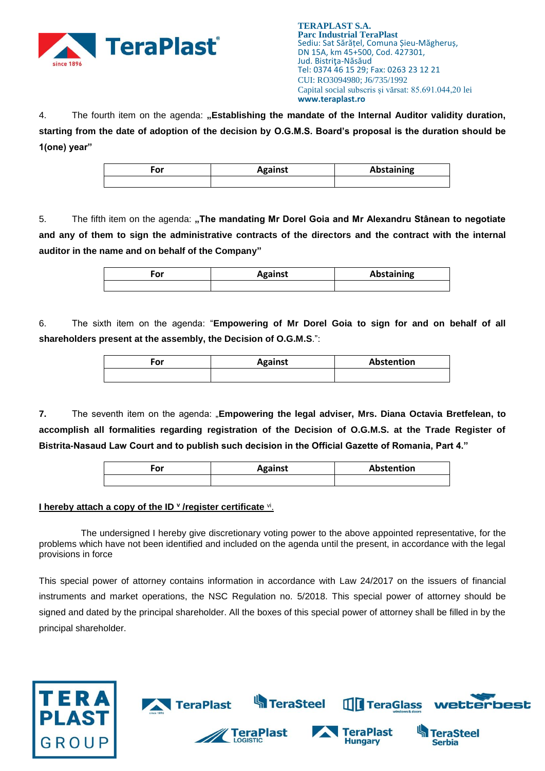4. The fourth item on the agenda: **„Establishing the mandate of the Internal Auditor validity duration, starting from the date of adoption of the decision by O.G.M.S. Board's proposal is the duration should be 1(one) year"**

| For | Against | Abstaining |
|---|---|---|
| | | |

5. The fifth item on the agenda: **„The mandating Mr Dorel Goia and Mr Alexandru Stânean to negotiate and any of them to sign the administrative contracts of the directors and the contract with the internal auditor in the name and on behalf of the Company"**

| For | Against | Abstaining |
|---|---|---|
| | | |

6. The sixth item on the agenda: "**Empowering of Mr Dorel Goia to sign for and on behalf of all shareholders present at the assembly, the Decision of O.G.M.S**.":

| For | Against | Abstention |
|---|---|---|
| | | |

**7.** The seventh item on the agenda: „**Empowering the legal adviser, Mrs. Diana Octavia Bretfelean, to accomplish all formalities regarding registration of the Decision of O.G.M.S. at the Trade Register of Bistrita-Nasaud Law Court and to publish such decision in the Official Gazette of Romania, Part 4."**

| For | Against | Abstention |
|---|---|---|
| | | |

**I hereby attach a copy of the ID [v] /register certificate [vi].**

The undersigned I hereby give discretionary voting power to the above appointed representative, for the problems which have not been identified and included on the agenda until the present, in accordance with the legal provisions in force

This special power of attorney contains information in accordance with Law 24/2017 on the issuers of financial instruments and market operations, the NSC Regulation no. 5/2018. This special power of attorney should be signed and dated by the principal shareholder. All the boxes of this special power of attorney shall be filled in by the principal shareholder.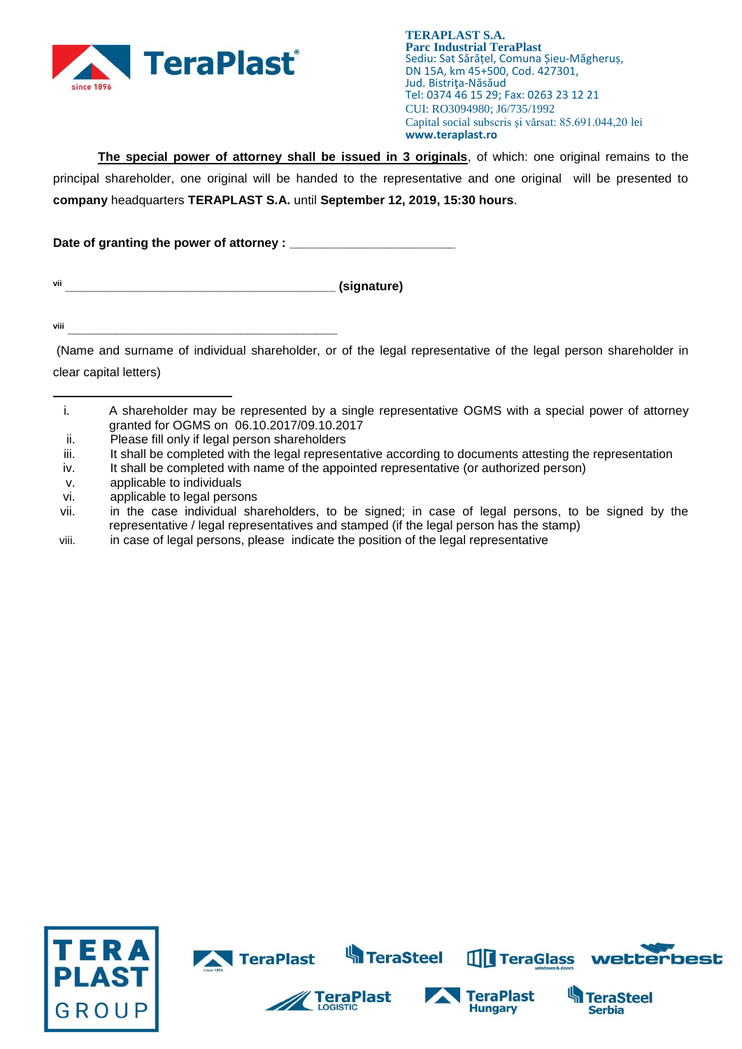**The special power of attorney shall be issued in 3 originals**, of which: one original remains to the principal shareholder, one original will be handed to the representative and one original will be presented to **company** headquarters **TERAPLAST S.A.** until **September 12, 2019, 15:30 hours**.

**Date of granting the power of attorney :** ________________________

[vii] ________________________________________ **(signature)**

[viii] ________________________________________

(Name and surname of individual shareholder, or of the legal representative of the legal person shareholder in clear capital letters)

---

i. A shareholder may be represented by a single representative OGMS with a special power of attorney granted for OGMS on 06.10.2017/09.10.2017
ii. Please fill only if legal person shareholders
iii. It shall be completed with the legal representative according to documents attesting the representation
iv. It shall be completed with name of the appointed representative (or authorized person)
v. applicable to individuals
vi. applicable to legal persons
vii. in the case individual shareholders, to be signed; in case of legal persons, to be signed by the representative / legal representatives and stamped (if the legal person has the stamp)
viii. in case of legal persons, please indicate the position of the legal representative